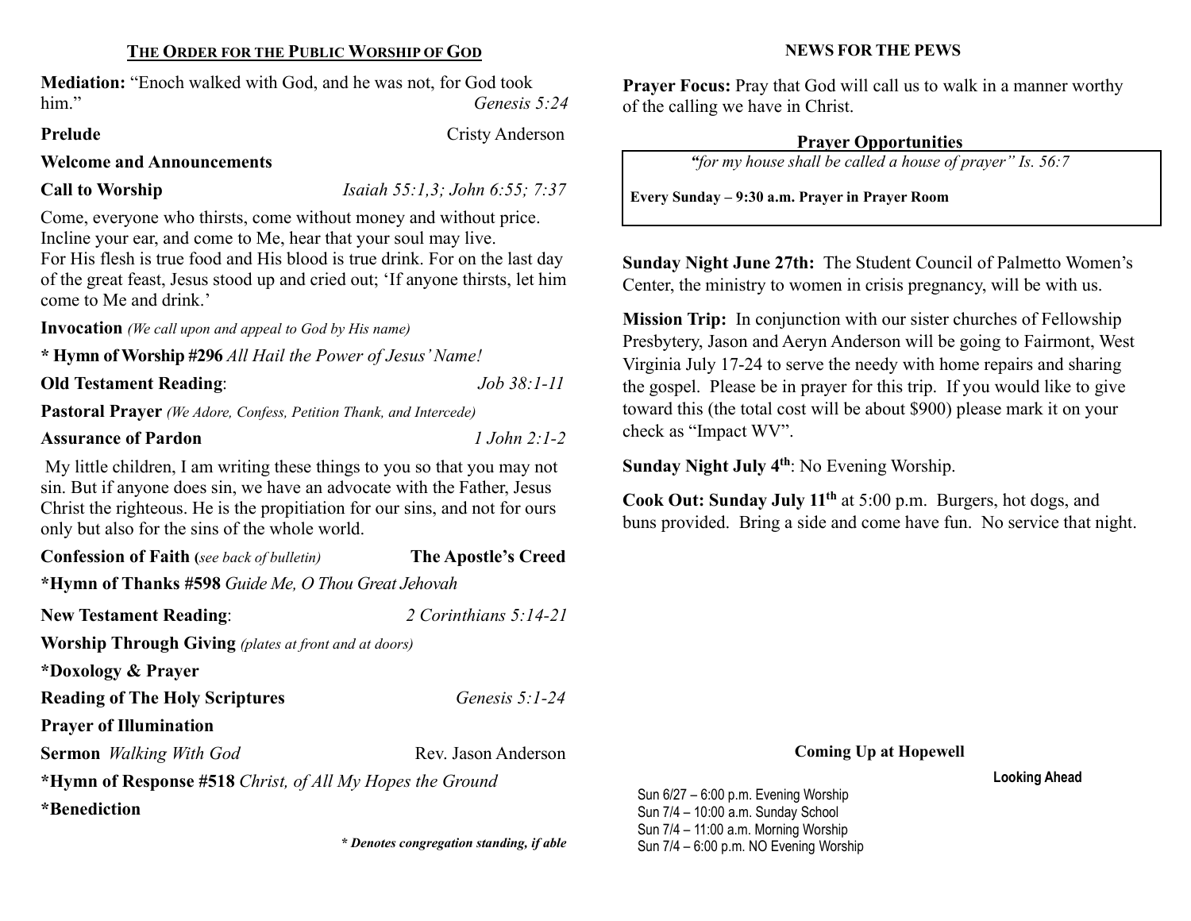## THE ORDER FOR THE PUBLIC WORSHIP OF GOD

**Mediation:** "Enoch walked with God, and he was not, for God took him." *Genesis 5:24*

**Prelude** Cristy Anderson

**Welcome and Announcements**

**Call to Worship** *Isaiah 55:1,3; John 6:55; 7:37*

Come, everyone who thirsts, come without money and without price. Incline your ear, and come to Me, hear that your soul may live. For His flesh is true food and His blood is true drink. For on the last day of the great feast, Jesus stood up and cried out; 'If anyone thirsts, let him come to Me and drink.'

**Invocation** *(We call upon and appeal to God by His name)*

**\* Hymn of Worship #296** *All Hail the Power of Jesus' Name!*

**Old Testament Reading**: *Job 38:1-11*

**Pastoral Prayer** *(We Adore, Confess, Petition Thank, and Intercede)*

**Assurance of Pardon** *1 John 2:1-2*

My little children, I am writing these things to you so that you may not sin. But if anyone does sin, we have an advocate with the Father, Jesus Christ the righteous. He is the propitiation for our sins, and not for ours only but also for the sins of the whole world.

**Confession of Faith (***see back of bulletin)* **The Apostle's Creed**

**\*Hymn of Thanks #598** *Guide Me, O Thou Great Jehovah*

**New Testament Reading**: *2 Corinthians 5:14-21*

**Worship Through Giving** *(plates at front and at doors)*

**\*Doxology & Prayer**

**Reading of The Holy Scriptures** *Genesis 5:1-24*

**Prayer of Illumination**

**Sermon** *Walking With God* Rev. Jason Anderson

**\*Hymn of Response #518** *Christ, of All My Hopes the Ground*

**\*Benediction**

***\* Denotes congregation standing, if able***

## NEWS FOR THE PEWS

**Prayer Focus:** Pray that God will call us to walk in a manner worthy of the calling we have in Christ.

### Prayer Opportunities

*"for my house shall be called a house of prayer" Is. 56:7*

**Every Sunday – 9:30 a.m. Prayer in Prayer Room**

**Sunday Night June 27th:** The Student Council of Palmetto Women's Center, the ministry to women in crisis pregnancy, will be with us.

**Mission Trip:** In conjunction with our sister churches of Fellowship Presbytery, Jason and Aeryn Anderson will be going to Fairmont, West Virginia July 17-24 to serve the needy with home repairs and sharing the gospel. Please be in prayer for this trip. If you would like to give toward this (the total cost will be about $900) please mark it on your check as "Impact WV".

**Sunday Night July 4th**: No Evening Worship.

**Cook Out: Sunday July 11th** at 5:00 p.m. Burgers, hot dogs, and buns provided. Bring a side and come have fun. No service that night.

### Coming Up at Hopewell

**Looking Ahead**

Sun 6/27 – 6:00 p.m. Evening Worship
Sun 7/4 – 10:00 a.m. Sunday School
Sun 7/4 – 11:00 a.m. Morning Worship
Sun 7/4 – 6:00 p.m. NO Evening Worship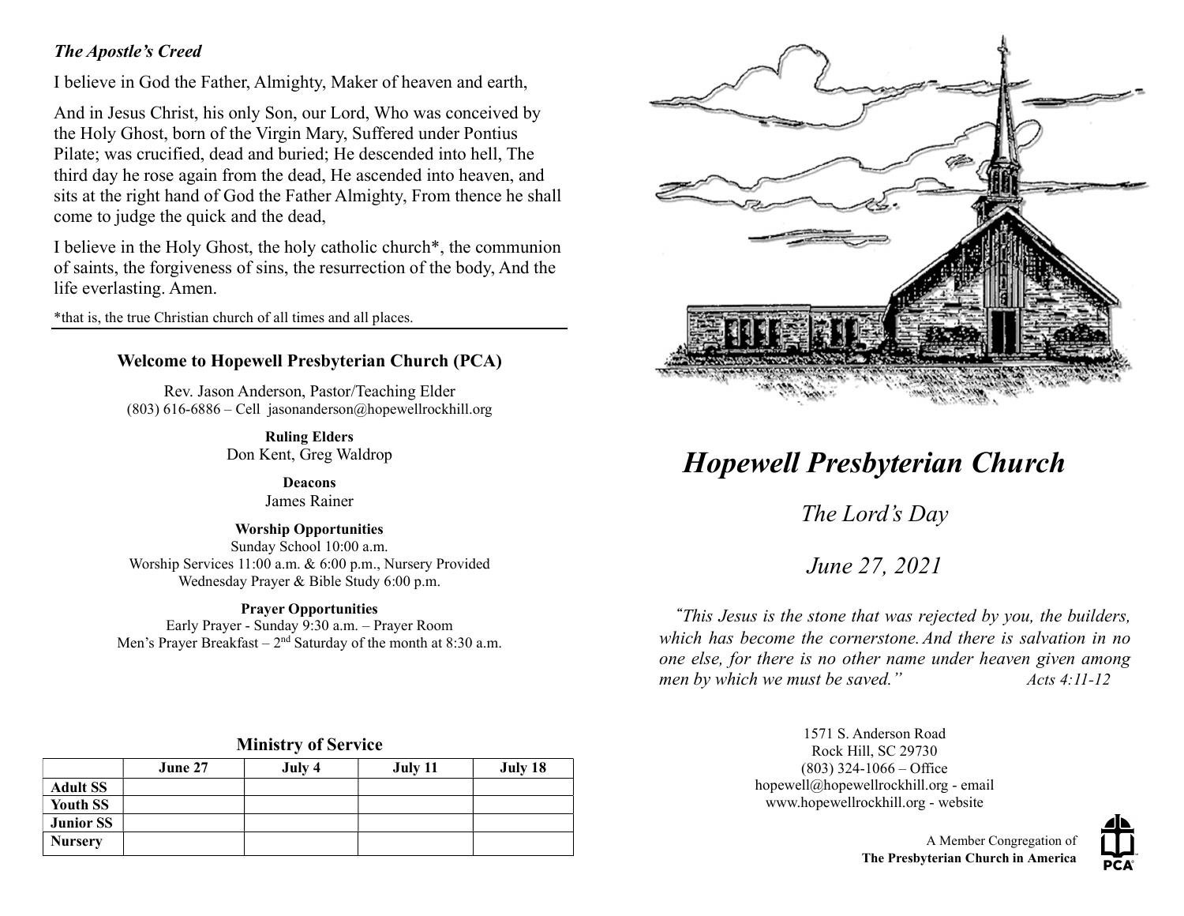### *The Apostle's Creed*

I believe in God the Father, Almighty, Maker of heaven and earth,

And in Jesus Christ, his only Son, our Lord, Who was conceived by the Holy Ghost, born of the Virgin Mary, Suffered under Pontius Pilate; was crucified, dead and buried; He descended into hell, The third day he rose again from the dead, He ascended into heaven, and sits at the right hand of God the Father Almighty, From thence he shall come to judge the quick and the dead,

I believe in the Holy Ghost, the holy catholic church*, the communion of saints, the forgiveness of sins, the resurrection of the body, And the life everlasting. Amen.

*that is, the true Christian church of all times and all places.

---

### Welcome to Hopewell Presbyterian Church (PCA)

Rev. Jason Anderson, Pastor/Teaching Elder
(803) 616-6886 – Cell jasonanderson@hopewellrockhill.org

**Ruling Elders**
Don Kent, Greg Waldrop

**Deacons**
James Rainer

**Worship Opportunities**
Sunday School 10:00 a.m.
Worship Services 11:00 a.m. & 6:00 p.m., Nursery Provided
Wednesday Prayer & Bible Study 6:00 p.m.

**Prayer Opportunities**
Early Prayer - Sunday 9:30 a.m. – Prayer Room
Men's Prayer Breakfast – 2nd Saturday of the month at 8:30 a.m.

### Ministry of Service

| | June 27 | July 4 | July 11 | July 18 |
|---|---|---|---|---|
| **Adult SS** | | | | |
| **Youth SS** | | | | |
| **Junior SS** | | | | |
| **Nursery** | | | | |

# *Hopewell Presbyterian Church*

*The Lord's Day*

*June 27, 2021*

*"This Jesus is the stone that was rejected by you, the builders, which has become the cornerstone. And there is salvation in no one else, for there is no other name under heaven given among men by which we must be saved."* *Acts 4:11-12*

1571 S. Anderson Road
Rock Hill, SC 29730
(803) 324-1066 – Office
hopewell@hopewellrockhill.org - email
www.hopewellrockhill.org - website

A Member Congregation of
**The Presbyterian Church in America**